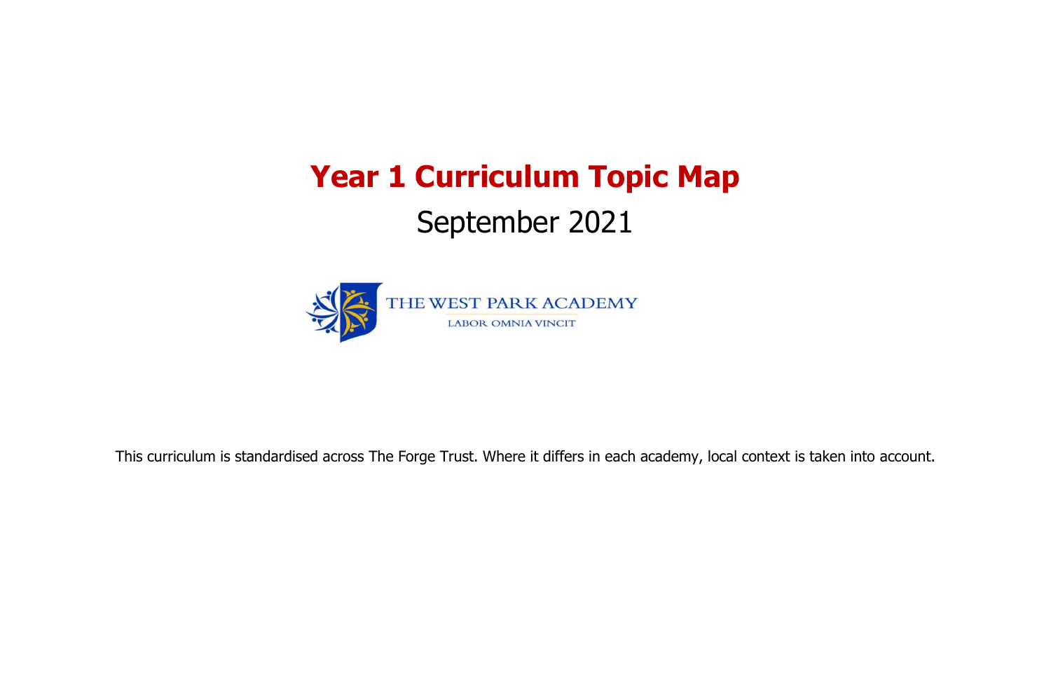# Year 1 Curriculum Topic Map

September 2021

THE WEST PARK ACADEMY

LABOR OMNIA VINCIT

This curriculum is standardised across The Forge Trust. Where it differs in each academy, local context is taken into account.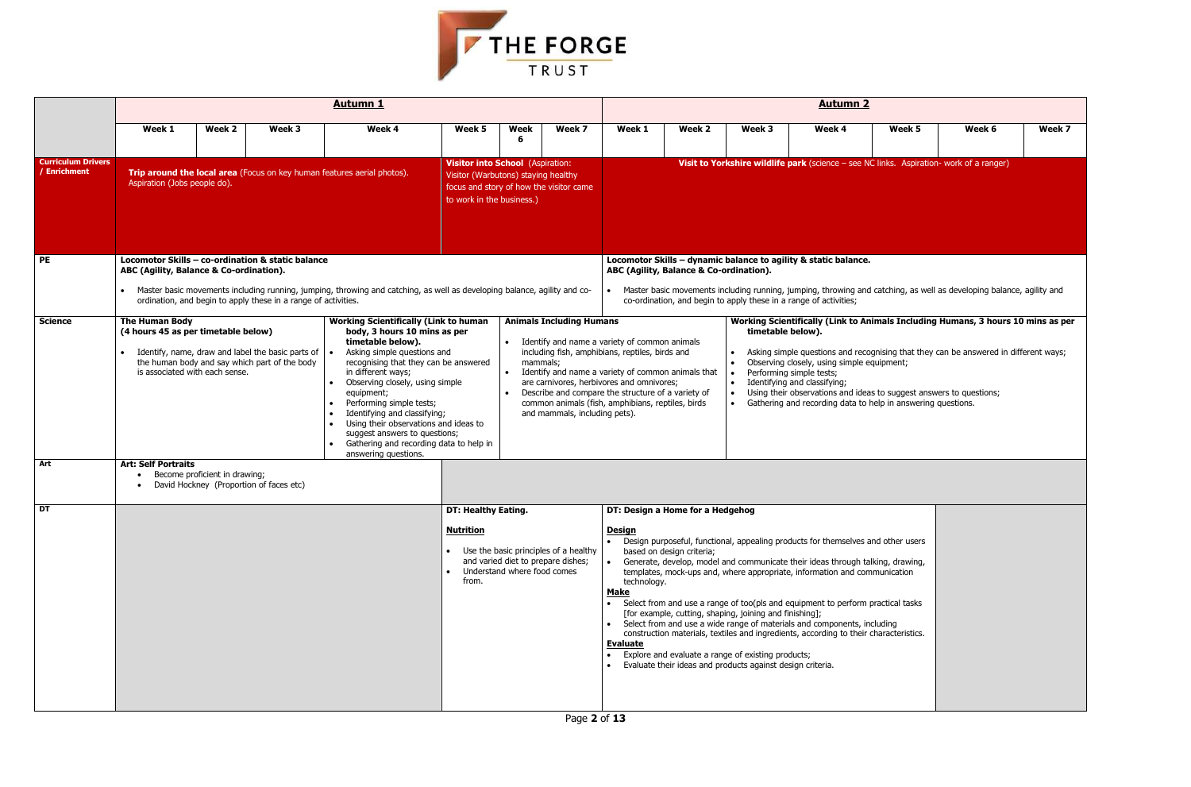THE FORGE TRUST

| | Autumn 1 | | | | | | | Autumn 2 | | | | | | |
|---|---|---|---|---|---|---|---|---|---|---|---|---|---|---|
| | Week 1 | Week 2 | Week 3 | Week 4 | Week 5 | Week 6 | Week 7 | Week 1 | Week 2 | Week 3 | Week 4 | Week 5 | Week 6 | Week 7 |
| **Curriculum Drivers / Enrichment** | **Trip around the local area** (Focus on key human features aerial photos). Aspiration (Jobs people do). | | | | **Visitor into School** (Aspiration: Visitor (Warbutons) staying healthy focus and story of how the visitor came to work in the business.) | | | **Visit to Yorkshire wildlife park** (science – see NC links. Aspiration- work of a ranger) | | | | | | |
| **PE** | **Locomotor Skills – co-ordination & static balance** **ABC (Agility, Balance & Co-ordination).** • Master basic movements including running, jumping, throwing and catching, as well as developing balance, agility and co-ordination, and begin to apply these in a range of activities. | | | | | | | **Locomotor Skills – dynamic balance to agility & static balance.** **ABC (Agility, Balance & Co-ordination).** • Master basic movements including running, jumping, throwing and catching, as well as developing balance, agility and co-ordination, and begin to apply these in a range of activities; | | | | | | |
| **Science** | **The Human Body** **(4 hours 45 as per timetable below)** • Identify, name, draw and label the basic parts of the human body and say which part of the body is associated with each sense. | | | **Working Scientifically (Link to human body, 3 hours 10 mins as per timetable below).** • Asking simple questions and recognising that they can be answered in different ways; • Observing closely, using simple equipment; • Performing simple tests; • Identifying and classifying; • Using their observations and ideas to suggest answers to questions; • Gathering and recording data to help in answering questions. | | **Animals Including Humans** • Identify and name a variety of common animals including fish, amphibians, reptiles, birds and mammals; • Identify and name a variety of common animals that are carnivores, herbivores and omnivores; • Describe and compare the structure of a variety of common animals (fish, amphibians, reptiles, birds and mammals, including pets). | | | | **Working Scientifically (Link to Animals Including Humans, 3 hours 10 mins as per timetable below).** • Asking simple questions and recognising that they can be answered in different ways; • Observing closely, using simple equipment; • Performing simple tests; • Identifying and classifying; • Using their observations and ideas to suggest answers to questions; • Gathering and recording data to help in answering questions. | | | | |
| **Art** | **Art: Self Portraits** • Become proficient in drawing; • David Hockney (Proportion of faces etc) | | | | | | | | | | | | | |
| **DT** | | | | | **DT: Healthy Eating.** **Nutrition** • Use the basic principles of a healthy and varied diet to prepare dishes; • Understand where food comes from. | | | **DT: Design a Home for a Hedgehog** **Design** • Design purposeful, functional, appealing products for themselves and other users based on design criteria; • Generate, develop, model and communicate their ideas through talking, drawing, templates, mock-ups and, where appropriate, information and communication technology. **Make** • Select from and use a range of too(pls and equipment to perform practical tasks [for example, cutting, shaping, joining and finishing]; • Select from and use a wide range of materials and components, including construction materials, textiles and ingredients, according to their characteristics. **Evaluate** • Explore and evaluate a range of existing products; • Evaluate their ideas and products against design criteria. | | | | | | |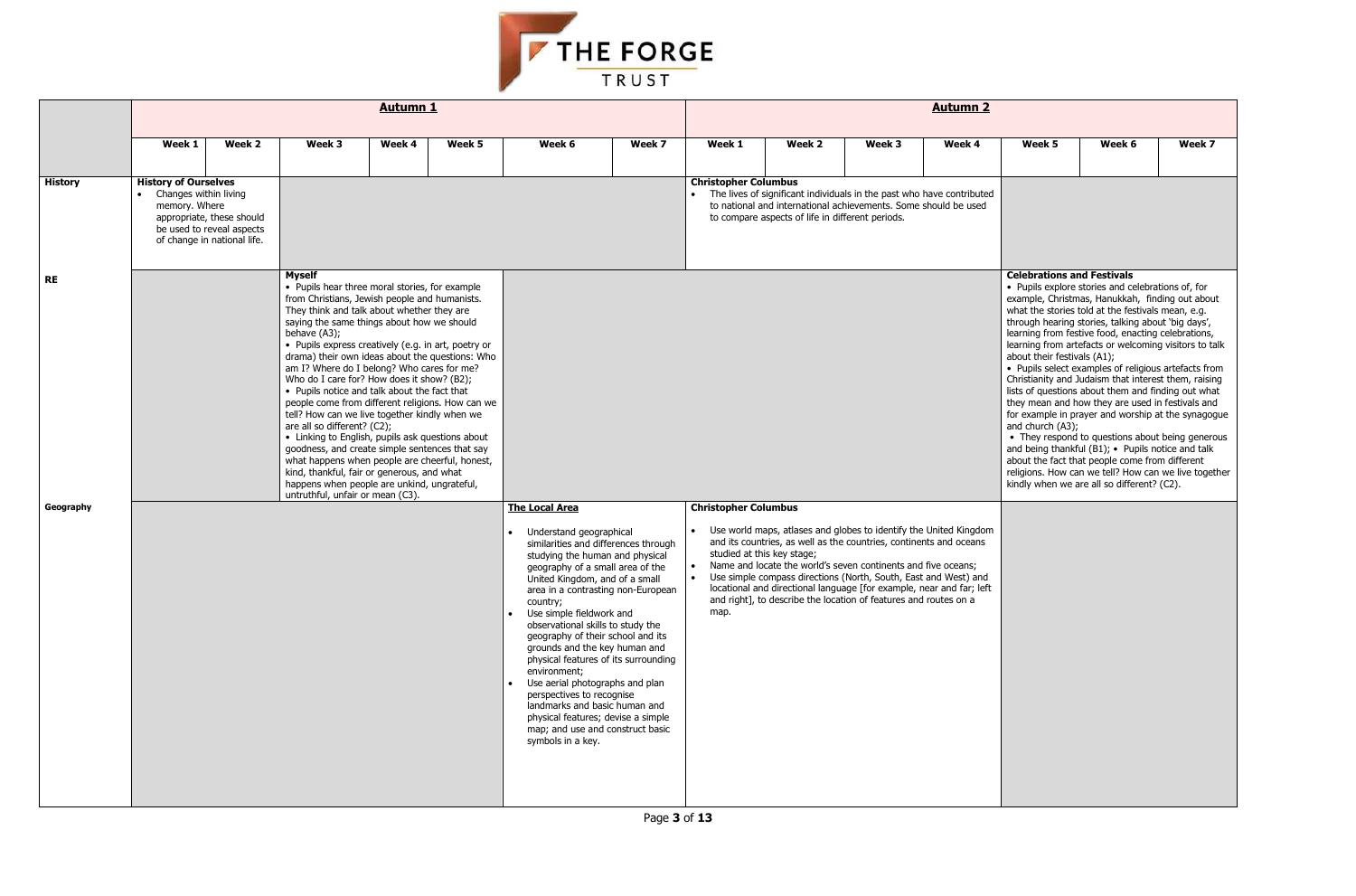| | Autumn 1 | | | | | | | Autumn 2 | | | | | | |
|---|---|---|---|---|---|---|---|---|---|---|---|---|---|---|
| | Week 1 | Week 2 | Week 3 | Week 4 | Week 5 | Week 6 | Week 7 | Week 1 | Week 2 | Week 3 | Week 4 | Week 5 | Week 6 | Week 7 |
| **History** | **History of Ourselves**<br>• Changes within living memory. Where appropriate, these should be used to reveal aspects of change in national life. | | | | | | | **Christopher Columbus**<br>• The lives of significant individuals in the past who have contributed to national and international achievements. Some should be used to compare aspects of life in different periods. | | | | | | |
| **RE** | | | **Myself**<br>• Pupils hear three moral stories, for example from Christians, Jewish people and humanists. They think and talk about whether they are saying the same things about how we should behave (A3);<br>• Pupils express creatively (e.g. in art, poetry or drama) their own ideas about the questions: Who am I? Where do I belong? Who cares for me? Who do I care for? How does it show? (B2);<br>• Pupils notice and talk about the fact that people come from different religions. How can we tell? How can we live together kindly when we are all so different? (C2);<br>• Linking to English, pupils ask questions about goodness, and create simple sentences that say what happens when people are cheerful, honest, kind, thankful, fair or generous, and what happens when people are unkind, ungrateful, untruthful, unfair or mean (C3). | | | | | | | | | **Celebrations and Festivals**<br>• Pupils explore stories and celebrations of, for example, Christmas, Hanukkah, finding out about what the stories told at the festivals mean, e.g. through hearing stories, talking about 'big days', learning from festive food, enacting celebrations, learning from artefacts or welcoming visitors to talk about their festivals (A1);<br>• Pupils select examples of religious artefacts from Christianity and Judaism that interest them, raising lists of questions about them and finding out what they mean and how they are used in festivals and for example in prayer and worship at the synagogue and church (A3);<br>• They respond to questions about being generous and being thankful (B1); • Pupils notice and talk about the fact that people come from different religions. How can we tell? How can we live together kindly when we are all so different? (C2). | | |
| **Geography** | | | | | | **The Local Area**<br>• Understand geographical similarities and differences through studying the human and physical geography of a small area of the United Kingdom, and of a small area in a contrasting non-European country;<br>• Use simple fieldwork and observational skills to study the geography of their school and its grounds and the key human and physical features of its surrounding environment;<br>• Use aerial photographs and plan perspectives to recognise landmarks and basic human and physical features; devise a simple map; and use and construct basic symbols in a key. | | **Christopher Columbus**<br>• Use world maps, atlases and globes to identify the United Kingdom and its countries, as well as the countries, continents and oceans studied at this key stage;<br>• Name and locate the world's seven continents and five oceans;<br>• Use simple compass directions (North, South, East and West) and locational and directional language [for example, near and far; left and right], to describe the location of features and routes on a map. | | | | | | |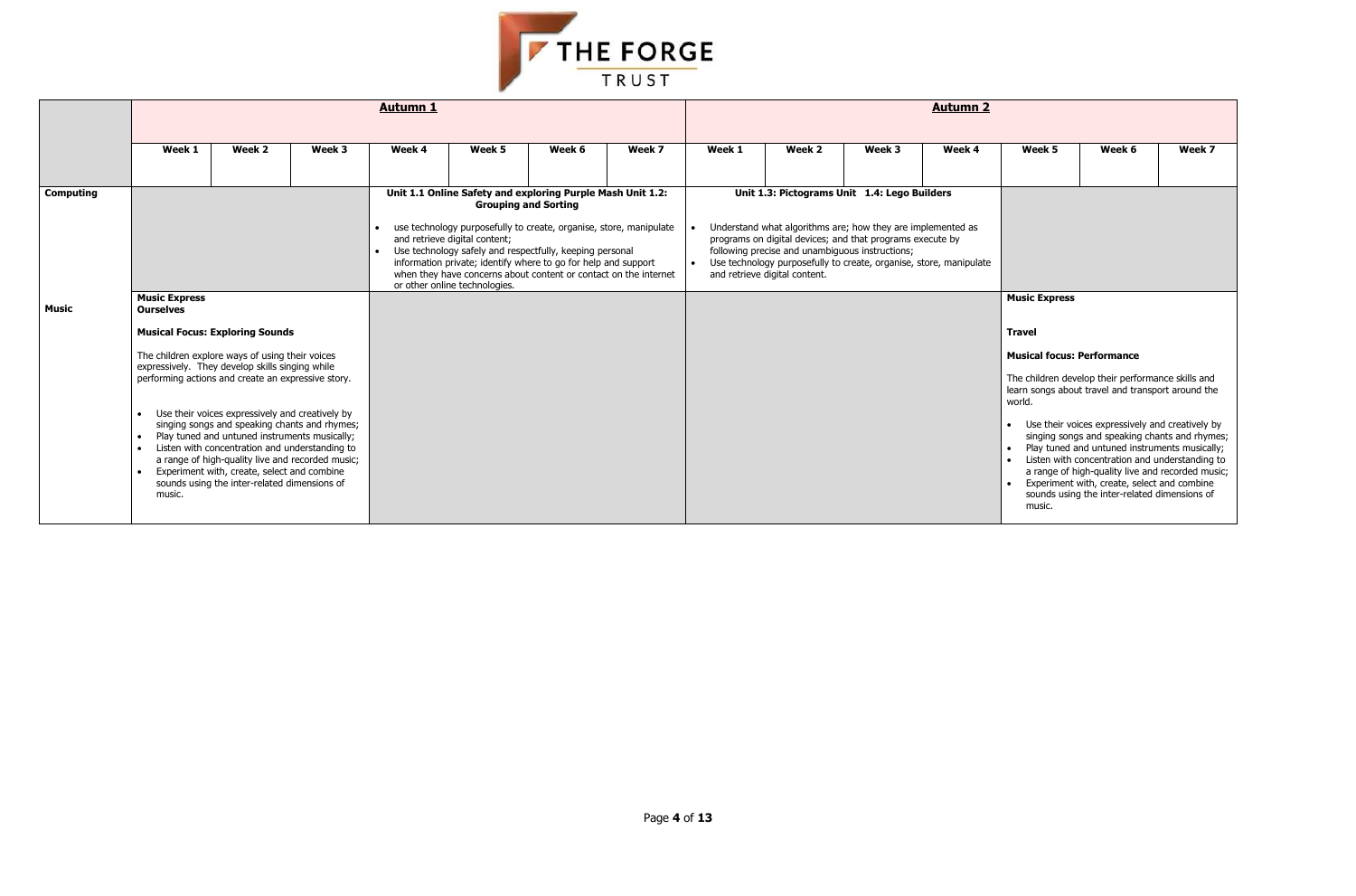THE FORGE TRUST

| | Autumn 1 | | | | | | | Autumn 2 | | | | | | |
|---|---|---|---|---|---|---|---|---|---|---|---|---|---|---|
| | Week 1 | Week 2 | Week 3 | Week 4 | Week 5 | Week 6 | Week 7 | Week 1 | Week 2 | Week 3 | Week 4 | Week 5 | Week 6 | Week 7 |
| **Computing** | | | | **Unit 1.1 Online Safety and exploring Purple Mash Unit 1.2: Grouping and Sorting**<br>• use technology purposefully to create, organise, store, manipulate and retrieve digital content;<br>• Use technology safely and respectfully, keeping personal information private; identify where to go for help and support when they have concerns about content or contact on the internet or other online technologies. | | | | **Unit 1.3: Pictograms Unit 1.4: Lego Builders**<br>• Understand what algorithms are; how they are implemented as programs on digital devices; and that programs execute by following precise and unambiguous instructions;<br>• Use technology purposefully to create, organise, store, manipulate and retrieve digital content. | | | | | | |
| **Music** | **Music Express**<br>**Ourselves**<br>**Musical Focus: Exploring Sounds**<br>The children explore ways of using their voices expressively. They develop skills singing while performing actions and create an expressive story.<br>• Use their voices expressively and creatively by singing songs and speaking chants and rhymes;<br>• Play tuned and untuned instruments musically;<br>• Listen with concentration and understanding to a range of high-quality live and recorded music;<br>• Experiment with, create, select and combine sounds using the inter-related dimensions of music. | | | | | | | | | | | **Music Express**<br>**Travel**<br>**Musical focus: Performance**<br>The children develop their performance skills and learn songs about travel and transport around the world.<br>• Use their voices expressively and creatively by singing songs and speaking chants and rhymes;<br>• Play tuned and untuned instruments musically;<br>• Listen with concentration and understanding to a range of high-quality live and recorded music;<br>• Experiment with, create, select and combine sounds using the inter-related dimensions of music. | | |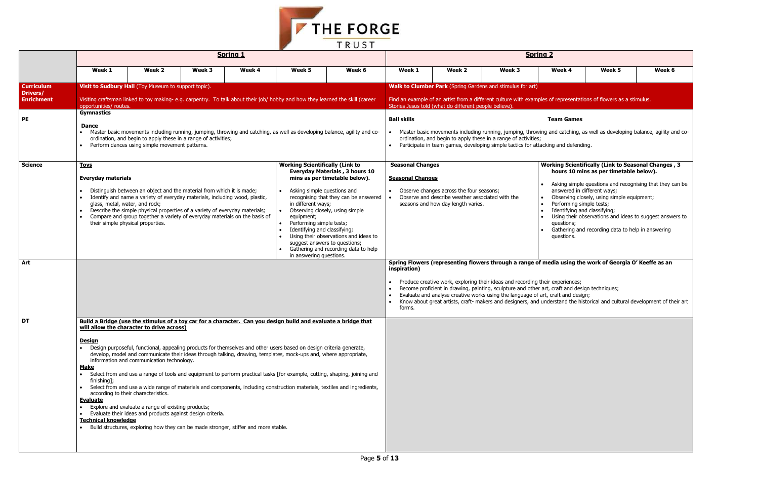# THE FORGE TRUST

| | Spring 1 | | | | | | Spring 2 | | | | | |
|---|---|---|---|---|---|---|---|---|---|---|---|---|
| | Week 1 | Week 2 | Week 3 | Week 4 | Week 5 | Week 6 | Week 1 | Week 2 | Week 3 | Week 4 | Week 5 | Week 6 |
| **Curriculum Drivers/ Enrichment** | **Visit to Sudbury Hall** (Toy Museum to support topic).<br><br>Visiting craftsman linked to toy making- e.g. carpentry. To talk about their job/ hobby and how they learned the skill (career opportunities/ routes. | | | | | | **Walk to Clumber Park** (Spring Gardens and stimulus for art)<br><br>Find an example of an artist from a different culture with examples of representations of flowers as a stimulus.<br>Stories Jesus told (what do different people believe). | | | | | |
| **PE** | **Gymnastics**<br><br>**Dance**<br>• Master basic movements including running, jumping, throwing and catching, as well as developing balance, agility and co-ordination, and begin to apply these in a range of activities;<br>• Perform dances using simple movement patterns. | | | | | | **Ball skills** | | | **Team Games** | | |
| | | | | | | | • Master basic movements including running, jumping, throwing and catching, as well as developing balance, agility and co-ordination, and begin to apply these in a range of activities;<br>• Participate in team games, developing simple tactics for attacking and defending. | | | | | |
| **Science** | **Toys**<br><br>**Everyday materials**<br><br>• Distinguish between an object and the material from which it is made;<br>• Identify and name a variety of everyday materials, including wood, plastic, glass, metal, water, and rock;<br>• Describe the simple physical properties of a variety of everyday materials;<br>• Compare and group together a variety of everyday materials on the basis of their simple physical properties. | | | | **Working Scientifically (Link to Everyday Materials , 3 hours 10 mins as per timetable below).**<br><br>• Asking simple questions and recognising that they can be answered in different ways;<br>• Observing closely, using simple equipment;<br>• Performing simple tests;<br>• Identifying and classifying;<br>• Using their observations and ideas to suggest answers to questions;<br>• Gathering and recording data to help in answering questions. | | **Seasonal Changes**<br><br>**Seasonal Changes**<br><br>• Observe changes across the four seasons;<br>• Observe and describe weather associated with the seasons and how day length varies. | | | **Working Scientifically (Link to Seasonal Changes , 3 hours 10 mins as per timetable below).**<br><br>• Asking simple questions and recognising that they can be answered in different ways;<br>• Observing closely, using simple equipment;<br>• Performing simple tests;<br>• Identifying and classifying;<br>• Using their observations and ideas to suggest answers to questions;<br>• Gathering and recording data to help in answering questions. | | |
| **Art** | | | | | | | **Spring Flowers (representing flowers through a range of media using the work of Georgia O' Keeffe as an inspiration)**<br><br>• Produce creative work, exploring their ideas and recording their experiences;<br>• Become proficient in drawing, painting, sculpture and other art, craft and design techniques;<br>• Evaluate and analyse creative works using the language of art, craft and design;<br>• Know about great artists, craft- makers and designers, and understand the historical and cultural development of their art forms. | | | | | |
| **DT** | **Build a Bridge (use the stimulus of a toy car for a character. Can you design build and evaluate a bridge that will allow the character to drive across)**<br><br>**Design**<br>• Design purposeful, functional, appealing products for themselves and other users based on design criteria generate, develop, model and communicate their ideas through talking, drawing, templates, mock-ups and, where appropriate, information and communication technology.<br>**Make**<br>• Select from and use a range of tools and equipment to perform practical tasks [for example, cutting, shaping, joining and finishing];<br>• Select from and use a wide range of materials and components, including construction materials, textiles and ingredients, according to their characteristics.<br>**Evaluate**<br>• Explore and evaluate a range of existing products;<br>• Evaluate their ideas and products against design criteria.<br>**Technical knowledge**<br>• Build structures, exploring how they can be made stronger, stiffer and more stable. | | | | | | | | | | | |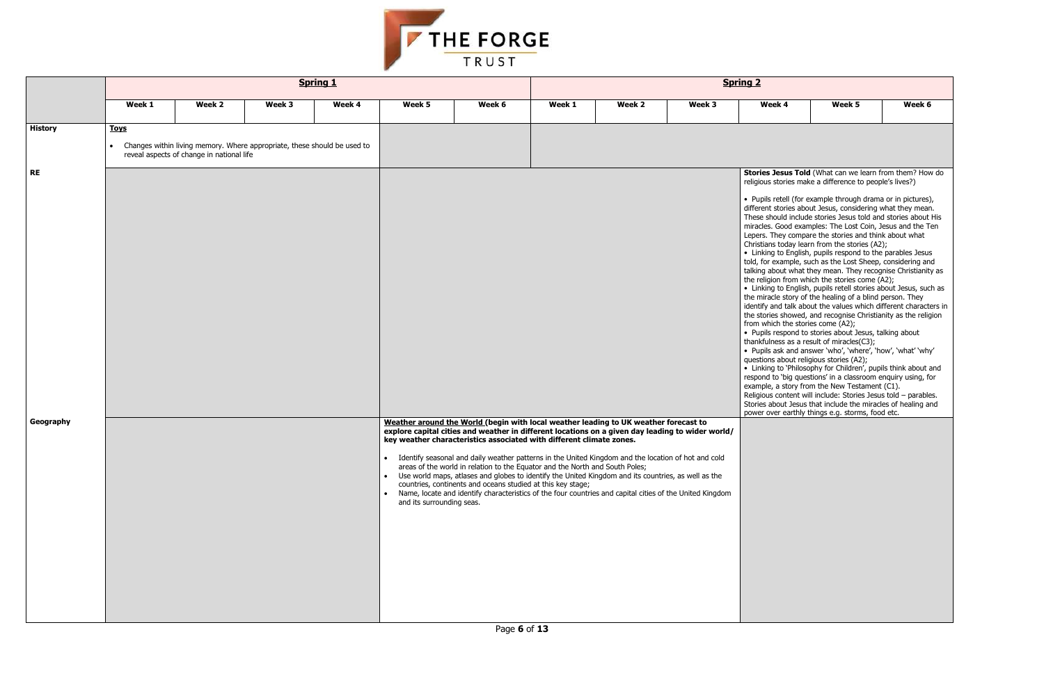| | **Spring 1** | | | | | | **Spring 2** | | | | | |
|---|---|---|---|---|---|---|---|---|---|---|---|---|
| | **Week 1** | **Week 2** | **Week 3** | **Week 4** | **Week 5** | **Week 6** | **Week 1** | **Week 2** | **Week 3** | **Week 4** | **Week 5** | **Week 6** |
| **History** | **Toys**<br><br>• Changes within living memory. Where appropriate, these should be used to reveal aspects of change in national life | | | | | | | | | | | |
| **RE** | | | | | | | | | | **Stories Jesus Told** (What can we learn from them? How do religious stories make a difference to people's lives?)<br><br>• Pupils retell (for example through drama or in pictures), different stories about Jesus, considering what they mean. These should include stories Jesus told and stories about His miracles. Good examples: The Lost Coin, Jesus and the Ten Lepers. They compare the stories and think about what Christians today learn from the stories (A2);<br>• Linking to English, pupils respond to the parables Jesus told, for example, such as the Lost Sheep, considering and talking about what they mean. They recognise Christianity as the religion from which the stories come (A2);<br>• Linking to English, pupils retell stories about Jesus, such as the miracle story of the healing of a blind person. They identify and talk about the values which different characters in the stories showed, and recognise Christianity as the religion from which the stories come (A2);<br>• Pupils respond to stories about Jesus, talking about thankfulness as a result of miracles(C3);<br>• Pupils ask and answer 'who', 'where', 'how', 'what' 'why' questions about religious stories (A2);<br>• Linking to 'Philosophy for Children', pupils think about and respond to 'big questions' in a classroom enquiry using, for example, a story from the New Testament (C1).<br>Religious content will include: Stories Jesus told – parables. Stories about Jesus that include the miracles of healing and power over earthly things e.g. storms, food etc. | | |
| **Geography** | | | | | **Weather around the World (begin with local weather leading to UK weather forecast to explore capital cities and weather in different locations on a given day leading to wider world/ key weather characteristics associated with different climate zones.**<br><br>• Identify seasonal and daily weather patterns in the United Kingdom and the location of hot and cold areas of the world in relation to the Equator and the North and South Poles;<br>• Use world maps, atlases and globes to identify the United Kingdom and its countries, as well as the countries, continents and oceans studied at this key stage;<br>• Name, locate and identify characteristics of the four countries and capital cities of the United Kingdom and its surrounding seas. | | | | | | | |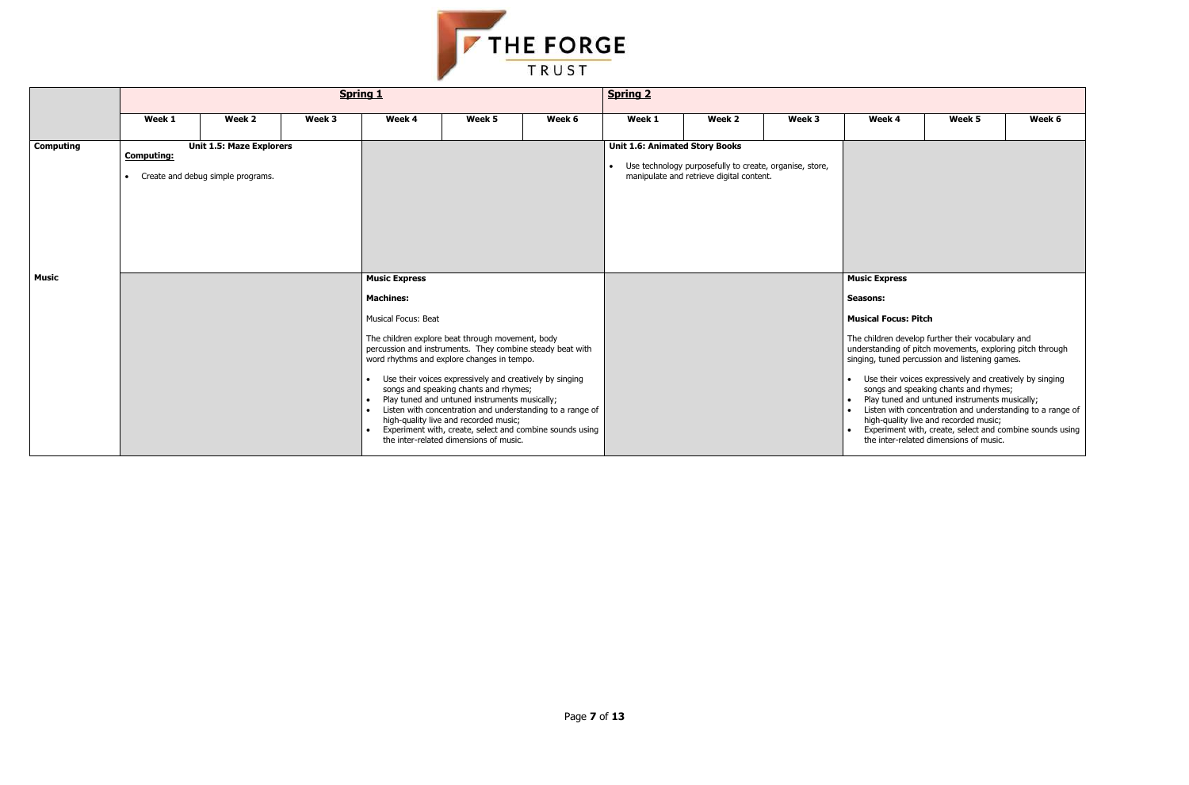| | Spring 1 | | | | | | Spring 2 | | | | | |
|---|---|---|---|---|---|---|---|---|---|---|---|---|
| | Week 1 | Week 2 | Week 3 | Week 4 | Week 5 | Week 6 | Week 1 | Week 2 | Week 3 | Week 4 | Week 5 | Week 6 |
| **Computing** | **Unit 1.5: Maze Explorers**<br>**Computing:**<br>• Create and debug simple programs. | | | | | | **Unit 1.6: Animated Story Books**<br>• Use technology purposefully to create, organise, store, manipulate and retrieve digital content. | | | | | |
| **Music** | | | | **Music Express**<br>**Machines:**<br>Musical Focus: Beat<br>The children explore beat through movement, body percussion and instruments. They combine steady beat with word rhythms and explore changes in tempo.<br>• Use their voices expressively and creatively by singing songs and speaking chants and rhymes;<br>• Play tuned and untuned instruments musically;<br>• Listen with concentration and understanding to a range of high-quality live and recorded music;<br>• Experiment with, create, select and combine sounds using the inter-related dimensions of music. | | | | | | **Music Express**<br>**Seasons:**<br>**Musical Focus: Pitch**<br>The children develop further their vocabulary and understanding of pitch movements, exploring pitch through singing, tuned percussion and listening games.<br>• Use their voices expressively and creatively by singing songs and speaking chants and rhymes;<br>• Play tuned and untuned instruments musically;<br>• Listen with concentration and understanding to a range of high-quality live and recorded music;<br>• Experiment with, create, select and combine sounds using the inter-related dimensions of music. | | |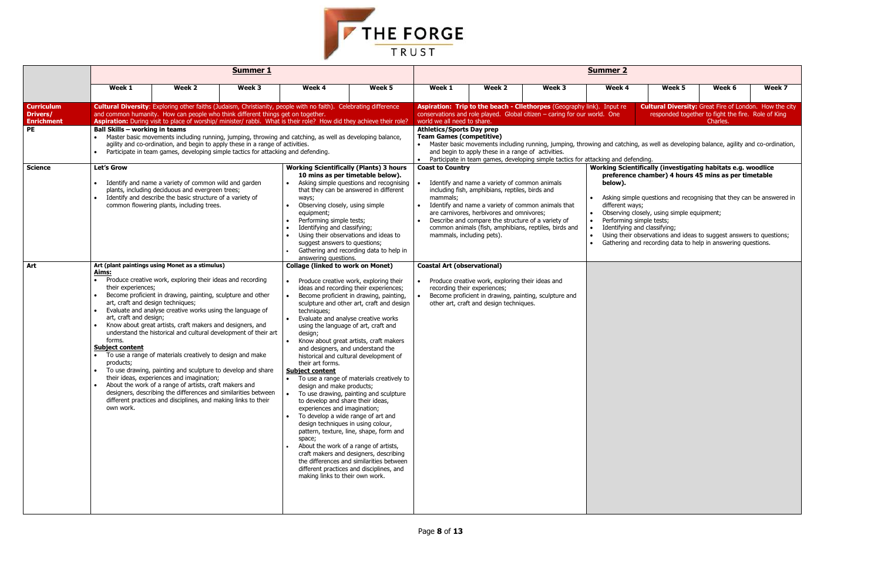| | Summer 1 | | | | | Summer 2 | | | | | | |
|---|---|---|---|---|---|---|---|---|---|---|---|---|
| | Week 1 | Week 2 | Week 3 | Week 4 | Week 5 | Week 1 | Week 2 | Week 3 | Week 4 | Week 5 | Week 6 | Week 7 |
| **Curriculum Drivers/ Enrichment** | **Cultural Diversity**: Exploring other faiths (Judaism, Christianity, people with no faith). Celebrating difference and common humanity. How can people who think different things get on together.<br>**Aspiration:** During visit to place of worship/ minister/ rabbi. What is their role? How did they achieve their role? | | | | | **Aspiration: Trip to the beach - Clethorpes** (Geography link). Input re conservations and role played. Global citizen – caring for our world. One world we all need to share. | | | | **Cultural Diversity:** Great Fire of London. How the city responded together to fight the fire. Role of King Charles. | | |
| **PE** | **Ball Skills – working in teams**<br>• Master basic movements including running, jumping, throwing and catching, as well as developing balance, agility and co-ordination, and begin to apply these in a range of activities.<br>• Participate in team games, developing simple tactics for attacking and defending. | | | | | **Athletics/Sports Day prep**<br>**Team Games (competitive)**<br>• Master basic movements including running, jumping, throwing and catching, as well as developing balance, agility and co-ordination, and begin to apply these in a range of activities.<br>• Participate in team games, developing simple tactics for attacking and defending. | | | | | | |
| **Science** | **Let's Grow**<br>• Identify and name a variety of common wild and garden plants, including deciduous and evergreen trees;<br>• Identify and describe the basic structure of a variety of common flowering plants, including trees. | | | **Working Scientifically (Plants) 3 hours 10 mins as per timetable below).**<br>• Asking simple questions and recognising that they can be answered in different ways;<br>• Observing closely, using simple equipment;<br>• Performing simple tests;<br>• Identifying and classifying;<br>• Using their observations and ideas to suggest answers to questions;<br>• Gathering and recording data to help in answering questions. | | **Coast to Country**<br>• Identify and name a variety of common animals including fish, amphibians, reptiles, birds and mammals;<br>• Identify and name a variety of common animals that are carnivores, herbivores and omnivores;<br>• Describe and compare the structure of a variety of common animals (fish, amphibians, reptiles, birds and mammals, including pets). | | | **Working Scientifically (investigating habitats e.g. woodlice preference chamber) 4 hours 45 mins as per timetable below).**<br>• Asking simple questions and recognising that they can be answered in different ways;<br>• Observing closely, using simple equipment;<br>• Performing simple tests;<br>• Identifying and classifying;<br>• Using their observations and ideas to suggest answers to questions;<br>• Gathering and recording data to help in answering questions. | | | |
| **Art** | **Art (plant paintings using Monet as a stimulus)**<br>**Aims:**<br>• Produce creative work, exploring their ideas and recording their experiences;<br>• Become proficient in drawing, painting, sculpture and other art, craft and design techniques;<br>• Evaluate and analyse creative works using the language of art, craft and design;<br>• Know about great artists, craft makers and designers, and understand the historical and cultural development of their art forms.<br>**Subject content**<br>• To use a range of materials creatively to design and make products;<br>• To use drawing, painting and sculpture to develop and share their ideas, experiences and imagination;<br>• About the work of a range of artists, craft makers and designers, describing the differences and similarities between different practices and disciplines, and making links to their own work. | | | **Collage (linked to work on Monet)**<br>• Produce creative work, exploring their ideas and recording their experiences;<br>• Become proficient in drawing, painting, sculpture and other art, craft and design techniques;<br>• Evaluate and analyse creative works using the language of art, craft and design;<br>• Know about great artists, craft makers and designers, and understand the historical and cultural development of their art forms.<br>**Subject content**<br>• To use a range of materials creatively to design and make products;<br>• To use drawing, painting and sculpture to develop and share their ideas, experiences and imagination;<br>• To develop a wide range of art and design techniques in using colour, pattern, texture, line, shape, form and space;<br>• About the work of a range of artists, craft makers and designers, describing the differences and similarities between different practices and disciplines, and making links to their own work. | | **Coastal Art (observational)**<br>• Produce creative work, exploring their ideas and recording their experiences;<br>• Become proficient in drawing, painting, sculpture and other art, craft and design techniques. | | | | | | |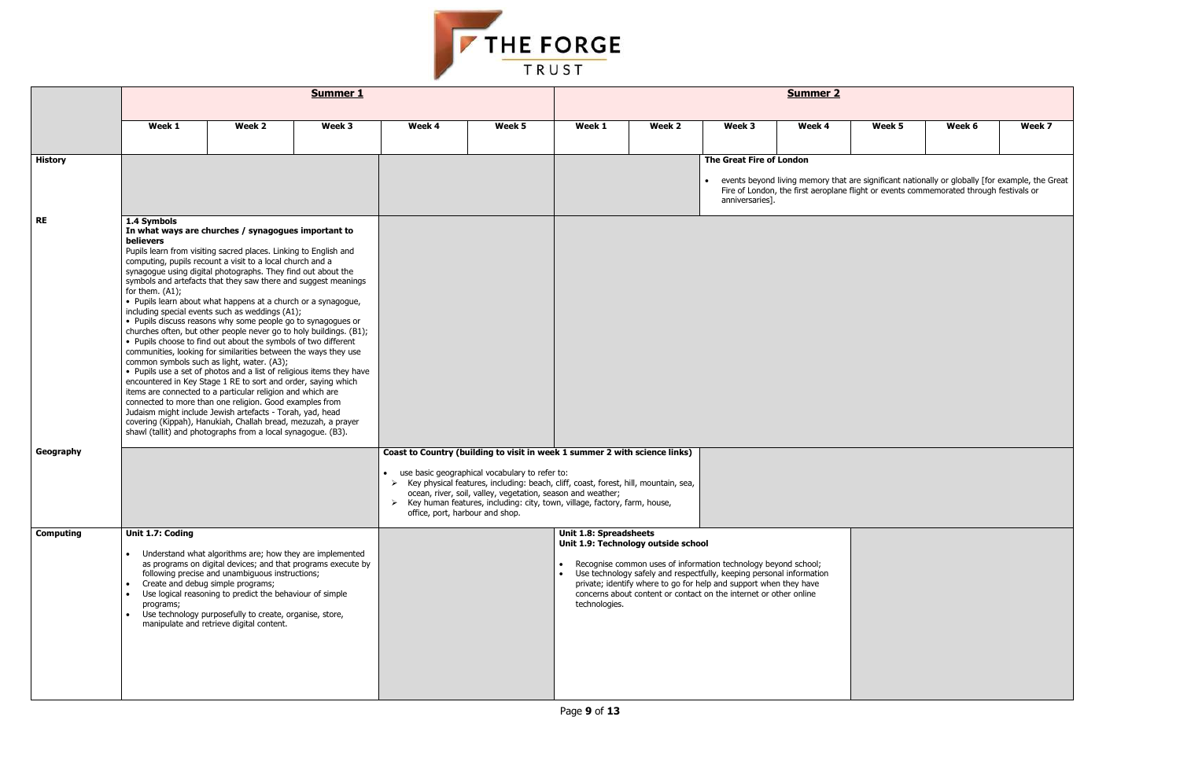| | Summer 1 | | | | | Summer 2 | | | | | | |
|---|---|---|---|---|---|---|---|---|---|---|---|---|
| | Week 1 | Week 2 | Week 3 | Week 4 | Week 5 | Week 1 | Week 2 | Week 3 | Week 4 | Week 5 | Week 6 | Week 7 |
| **History** | | | | | | | | **The Great Fire of London**<br>• events beyond living memory that are significant nationally or globally [for example, the Great Fire of London, the first aeroplane flight or events commemorated through festivals or anniversaries]. | | | | |
| **RE** | **1.4 Symbols**<br>**In what ways are churches / synagogues important to believers**<br>Pupils learn from visiting sacred places. Linking to English and computing, pupils recount a visit to a local church and a synagogue using digital photographs. They find out about the symbols and artefacts that they saw there and suggest meanings for them. (A1);<br>• Pupils learn about what happens at a church or a synagogue, including special events such as weddings (A1);<br>• Pupils discuss reasons why some people go to synagogues or churches often, but other people never go to holy buildings. (B1);<br>• Pupils choose to find out about the symbols of two different communities, looking for similarities between the ways they use common symbols such as light, water. (A3);<br>• Pupils use a set of photos and a list of religious items they have encountered in Key Stage 1 RE to sort and order, saying which items are connected to a particular religion and which are connected to more than one religion. Good examples from Judaism might include Jewish artefacts - Torah, yad, head covering (Kippah), Hanukiah, Challah bread, mezuzah, a prayer shawl (tallit) and photographs from a local synagogue. (B3). | | | | | | | | | | | |
| **Geography** | | | | **Coast to Country (building to visit in week 1 summer 2 with science links)**<br>• use basic geographical vocabulary to refer to:<br>➢ Key physical features, including: beach, cliff, coast, forest, hill, mountain, sea, ocean, river, soil, valley, vegetation, season and weather;<br>➢ Key human features, including: city, town, village, factory, farm, house, office, port, harbour and shop. | | | | | | | | |
| **Computing** | **Unit 1.7: Coding**<br>• Understand what algorithms are; how they are implemented as programs on digital devices; and that programs execute by following precise and unambiguous instructions;<br>• Create and debug simple programs;<br>• Use logical reasoning to predict the behaviour of simple programs;<br>• Use technology purposefully to create, organise, store, manipulate and retrieve digital content. | | | | | **Unit 1.8: Spreadsheets**<br>**Unit 1.9: Technology outside school**<br>• Recognise common uses of information technology beyond school;<br>• Use technology safely and respectfully, keeping personal information private; identify where to go for help and support when they have concerns about content or contact on the internet or other online technologies. | | | | | | |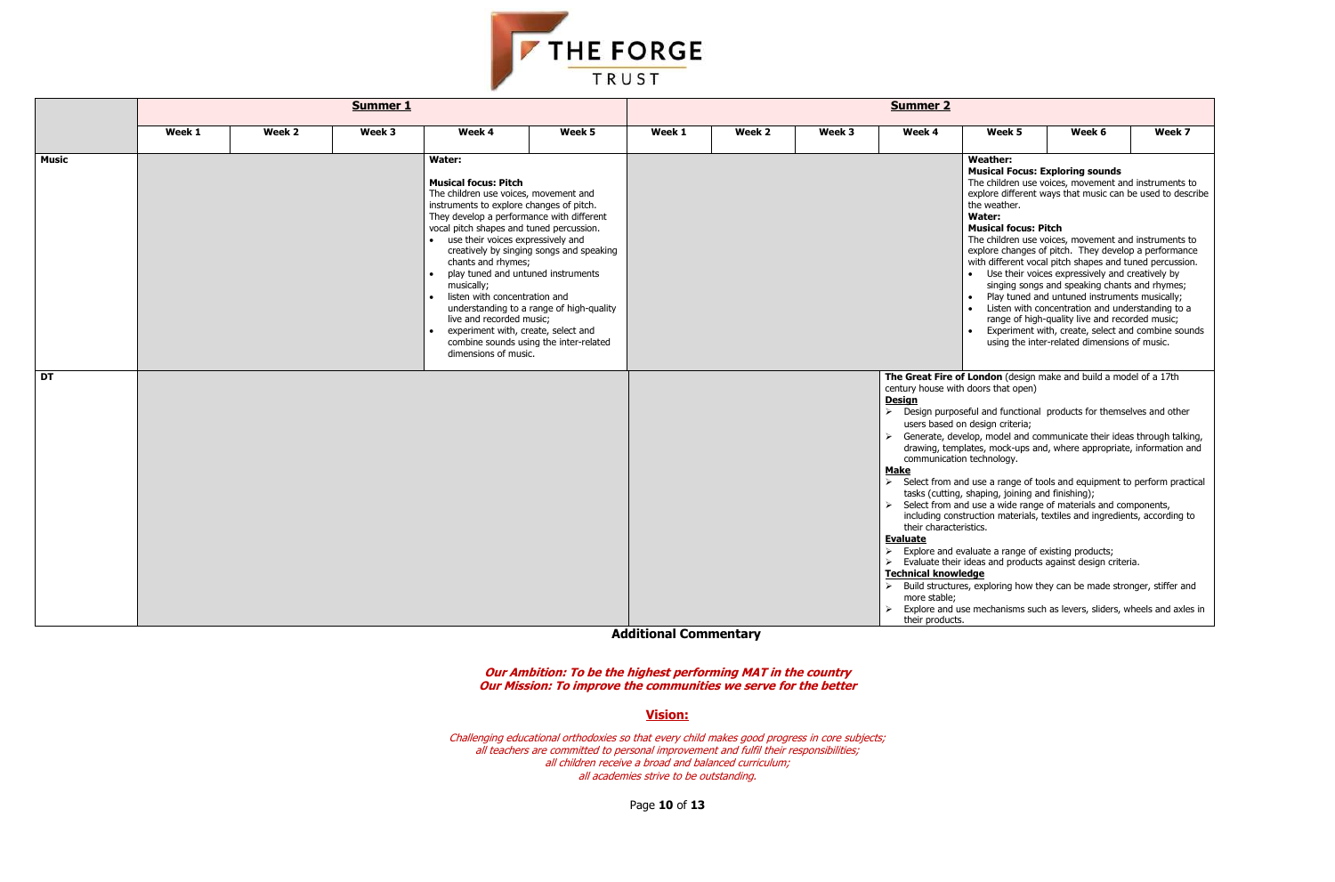| | Summer 1 | | | | | Summer 2 | | | | | | |
|---|---|---|---|---|---|---|---|---|---|---|---|---|
| | Week 1 | Week 2 | Week 3 | Week 4 | Week 5 | Week 1 | Week 2 | Week 3 | Week 4 | Week 5 | Week 6 | Week 7 |
| **Music** | | | | **Water:**<br><br>**Musical focus: Pitch**<br>The children use voices, movement and instruments to explore changes of pitch. They develop a performance with different vocal pitch shapes and tuned percussion.<br>• use their voices expressively and creatively by singing songs and speaking chants and rhymes;<br>• play tuned and untuned instruments musically;<br>• listen with concentration and understanding to a range of high-quality live and recorded music;<br>• experiment with, create, select and combine sounds using the inter-related dimensions of music. | | | | | | **Weather:**<br>**Musical Focus: Exploring sounds**<br>The children use voices, movement and instruments to explore different ways that music can be used to describe the weather.<br>**Water:**<br>**Musical focus: Pitch**<br>The children use voices, movement and instruments to explore changes of pitch. They develop a performance with different vocal pitch shapes and tuned percussion.<br>• Use their voices expressively and creatively by singing songs and speaking chants and rhymes;<br>• Play tuned and untuned instruments musically;<br>• Listen with concentration and understanding to a range of high-quality live and recorded music;<br>• Experiment with, create, select and combine sounds using the inter-related dimensions of music. | | |
| **DT** | | | | | | | | | **The Great Fire of London** (design make and build a model of a 17th century house with doors that open)<br>**Design**<br>➢ Design purposeful and functional products for themselves and other users based on design criteria;<br>➢ Generate, develop, model and communicate their ideas through talking, drawing, templates, mock-ups and, where appropriate, information and communication technology.<br>**Make**<br>➢ Select from and use a range of tools and equipment to perform practical tasks (cutting, shaping, joining and finishing);<br>➢ Select from and use a wide range of materials and components, including construction materials, textiles and ingredients, according to their characteristics.<br>**Evaluate**<br>➢ Explore and evaluate a range of existing products;<br>➢ Evaluate their ideas and products against design criteria.<br>**Technical knowledge**<br>➢ Build structures, exploring how they can be made stronger, stiffer and more stable;<br>➢ Explore and use mechanisms such as levers, sliders, wheels and axles in their products. | | | |

**Additional Commentary**

***Our Ambition: To be the highest performing MAT in the country***
***Our Mission: To improve the communities we serve for the better***

**Vision:**

*Challenging educational orthodoxies so that every child makes good progress in core subjects;*
*all teachers are committed to personal improvement and fulfil their responsibilities;*
*all children receive a broad and balanced curriculum;*
*all academies strive to be outstanding.*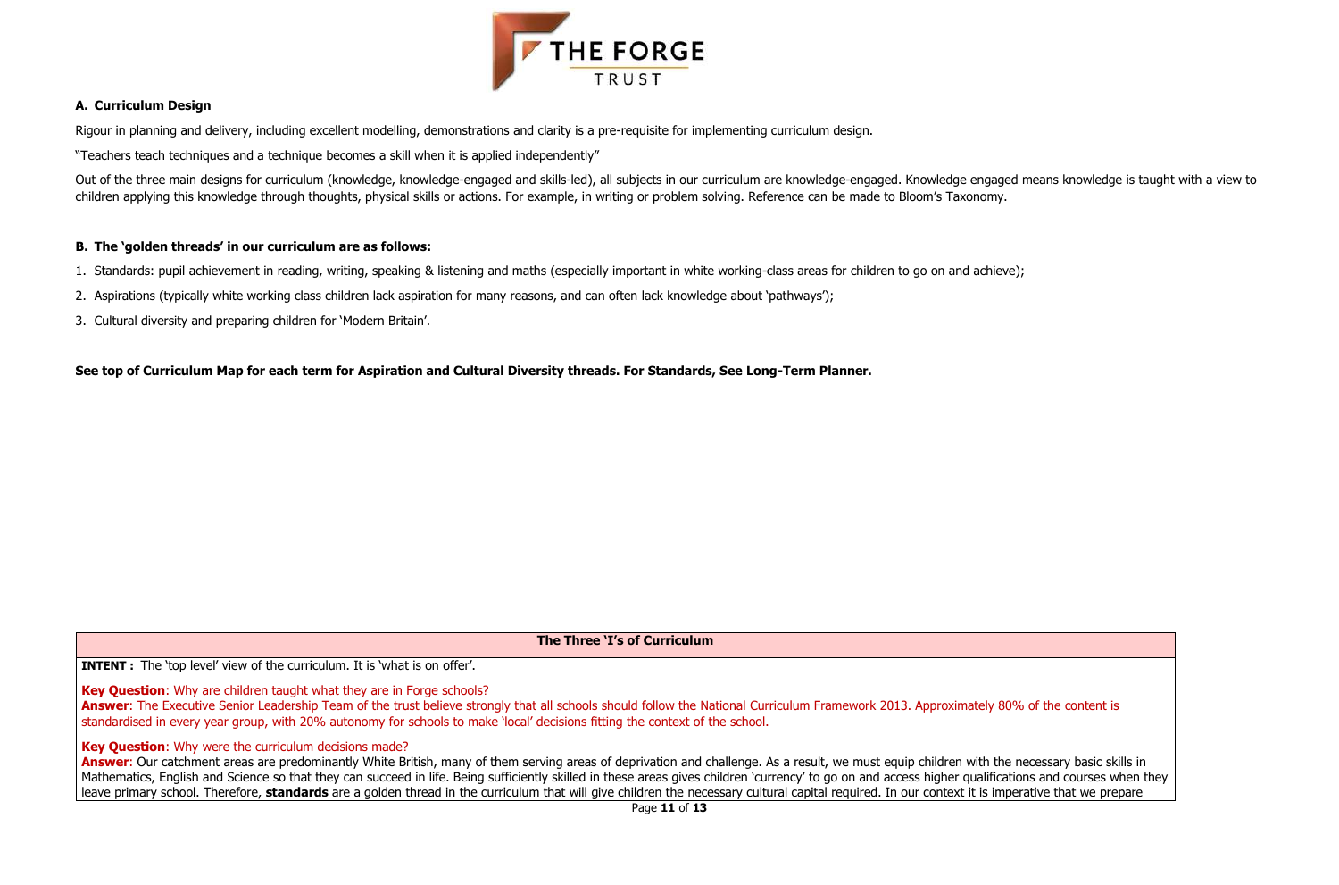**A. Curriculum Design**

Rigour in planning and delivery, including excellent modelling, demonstrations and clarity is a pre-requisite for implementing curriculum design.

"Teachers teach techniques and a technique becomes a skill when it is applied independently"

Out of the three main designs for curriculum (knowledge, knowledge-engaged and skills-led), all subjects in our curriculum are knowledge-engaged. Knowledge engaged means knowledge is taught with a view to children applying this knowledge through thoughts, physical skills or actions. For example, in writing or problem solving. Reference can be made to Bloom's Taxonomy.

**B. The 'golden threads' in our curriculum are as follows:**

1. Standards: pupil achievement in reading, writing, speaking & listening and maths (especially important in white working-class areas for children to go on and achieve);
2. Aspirations (typically white working class children lack aspiration for many reasons, and can often lack knowledge about 'pathways');
3. Cultural diversity and preparing children for 'Modern Britain'.

**See top of Curriculum Map for each term for Aspiration and Cultural Diversity threads. For Standards, See Long-Term Planner.**

| The Three 'I's of Curriculum |
| --- |
| **INTENT :** The 'top level' view of the curriculum. It is 'what is on offer'.<br><br>**Key Question**: Why are children taught what they are in Forge schools?<br>**Answer**: The Executive Senior Leadership Team of the trust believe strongly that all schools should follow the National Curriculum Framework 2013. Approximately 80% of the content is standardised in every year group, with 20% autonomy for schools to make 'local' decisions fitting the context of the school.<br><br>**Key Question**: Why were the curriculum decisions made?<br>**Answer**: Our catchment areas are predominantly White British, many of them serving areas of deprivation and challenge. As a result, we must equip children with the necessary basic skills in Mathematics, English and Science so that they can succeed in life. Being sufficiently skilled in these areas gives children 'currency' to go on and access higher qualifications and courses when they leave primary school. Therefore, **standards** are a golden thread in the curriculum that will give children the necessary cultural capital required. In our context it is imperative that we prepare |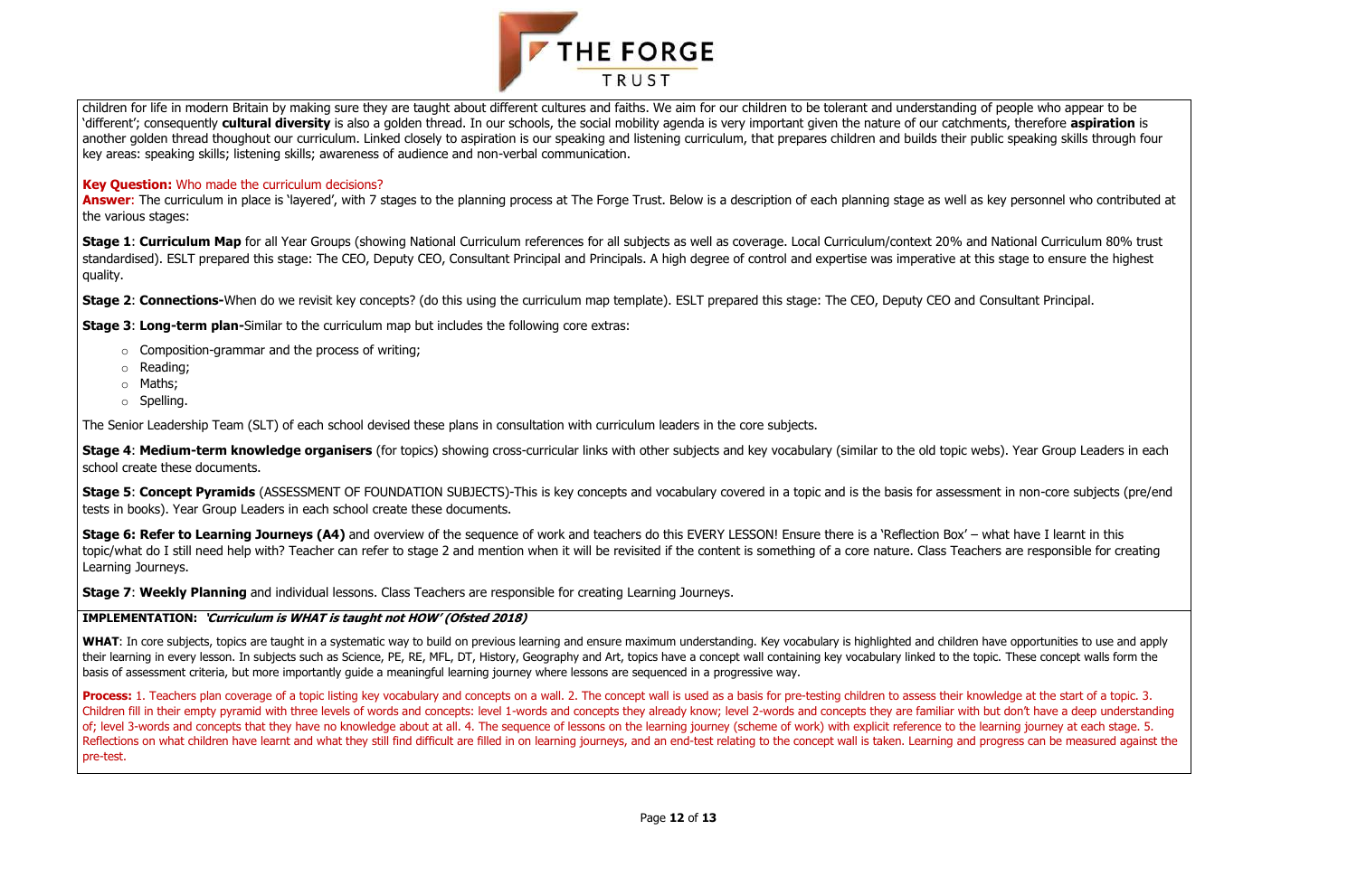children for life in modern Britain by making sure they are taught about different cultures and faiths. We aim for our children to be tolerant and understanding of people who appear to be 'different'; consequently **cultural diversity** is also a golden thread. In our schools, the social mobility agenda is very important given the nature of our catchments, therefore **aspiration** is another golden thread thoughout our curriculum. Linked closely to aspiration is our speaking and listening curriculum, that prepares children and builds their public speaking skills through four key areas: speaking skills; listening skills; awareness of audience and non-verbal communication.

**Key Question:** Who made the curriculum decisions?

**Answer**: The curriculum in place is 'layered', with 7 stages to the planning process at The Forge Trust. Below is a description of each planning stage as well as key personnel who contributed at the various stages:

**Stage 1**: **Curriculum Map** for all Year Groups (showing National Curriculum references for all subjects as well as coverage. Local Curriculum/context 20% and National Curriculum 80% trust standardised). ESLT prepared this stage: The CEO, Deputy CEO, Consultant Principal and Principals. A high degree of control and expertise was imperative at this stage to ensure the highest quality.

**Stage 2**: **Connections-**When do we revisit key concepts? (do this using the curriculum map template). ESLT prepared this stage: The CEO, Deputy CEO and Consultant Principal.

**Stage 3**: **Long-term plan-**Similar to the curriculum map but includes the following core extras:

- Composition-grammar and the process of writing;
- Reading;
- Maths;
- Spelling.

The Senior Leadership Team (SLT) of each school devised these plans in consultation with curriculum leaders in the core subjects.

**Stage 4**: **Medium-term knowledge organisers** (for topics) showing cross-curricular links with other subjects and key vocabulary (similar to the old topic webs). Year Group Leaders in each school create these documents.

**Stage 5**: **Concept Pyramids** (ASSESSMENT OF FOUNDATION SUBJECTS)-This is key concepts and vocabulary covered in a topic and is the basis for assessment in non-core subjects (pre/end tests in books). Year Group Leaders in each school create these documents.

**Stage 6: Refer to Learning Journeys (A4)** and overview of the sequence of work and teachers do this EVERY LESSON! Ensure there is a 'Reflection Box' – what have I learnt in this topic/what do I still need help with? Teacher can refer to stage 2 and mention when it will be revisited if the content is something of a core nature. Class Teachers are responsible for creating Learning Journeys.

**Stage 7**: **Weekly Planning** and individual lessons. Class Teachers are responsible for creating Learning Journeys.

**IMPLEMENTATION:** ***'Curriculum is WHAT is taught not HOW' (Ofsted 2018)***

**WHAT**: In core subjects, topics are taught in a systematic way to build on previous learning and ensure maximum understanding. Key vocabulary is highlighted and children have opportunities to use and apply their learning in every lesson. In subjects such as Science, PE, RE, MFL, DT, History, Geography and Art, topics have a concept wall containing key vocabulary linked to the topic. These concept walls form the basis of assessment criteria, but more importantly guide a meaningful learning journey where lessons are sequenced in a progressive way.

**Process:** 1. Teachers plan coverage of a topic listing key vocabulary and concepts on a wall. 2. The concept wall is used as a basis for pre-testing children to assess their knowledge at the start of a topic. 3. Children fill in their empty pyramid with three levels of words and concepts: level 1-words and concepts they already know; level 2-words and concepts they are familiar with but don't have a deep understanding of; level 3-words and concepts that they have no knowledge about at all. 4. The sequence of lessons on the learning journey (scheme of work) with explicit reference to the learning journey at each stage. 5. Reflections on what children have learnt and what they still find difficult are filled in on learning journeys, and an end-test relating to the concept wall is taken. Learning and progress can be measured against the pre-test.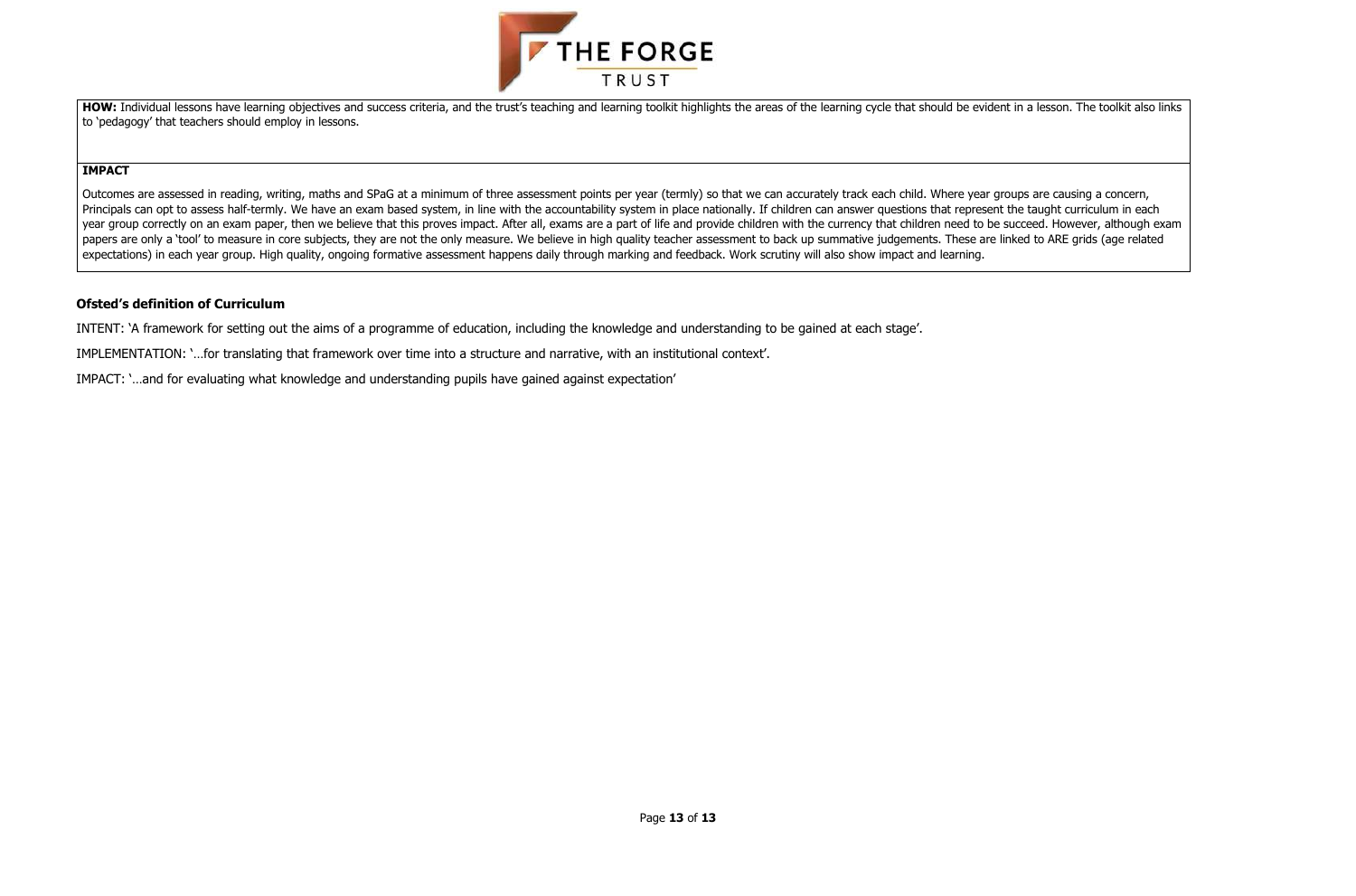**HOW:** Individual lessons have learning objectives and success criteria, and the trust's teaching and learning toolkit highlights the areas of the learning cycle that should be evident in a lesson. The toolkit also links to 'pedagogy' that teachers should employ in lessons.

**IMPACT**

Outcomes are assessed in reading, writing, maths and SPaG at a minimum of three assessment points per year (termly) so that we can accurately track each child. Where year groups are causing a concern, Principals can opt to assess half-termly. We have an exam based system, in line with the accountability system in place nationally. If children can answer questions that represent the taught curriculum in each year group correctly on an exam paper, then we believe that this proves impact. After all, exams are a part of life and provide children with the currency that children need to be succeed. However, although exam papers are only a 'tool' to measure in core subjects, they are not the only measure. We believe in high quality teacher assessment to back up summative judgements. These are linked to ARE grids (age related expectations) in each year group. High quality, ongoing formative assessment happens daily through marking and feedback. Work scrutiny will also show impact and learning.

**Ofsted's definition of Curriculum**

INTENT: 'A framework for setting out the aims of a programme of education, including the knowledge and understanding to be gained at each stage'.

IMPLEMENTATION: '…for translating that framework over time into a structure and narrative, with an institutional context'.

IMPACT: '…and for evaluating what knowledge and understanding pupils have gained against expectation'